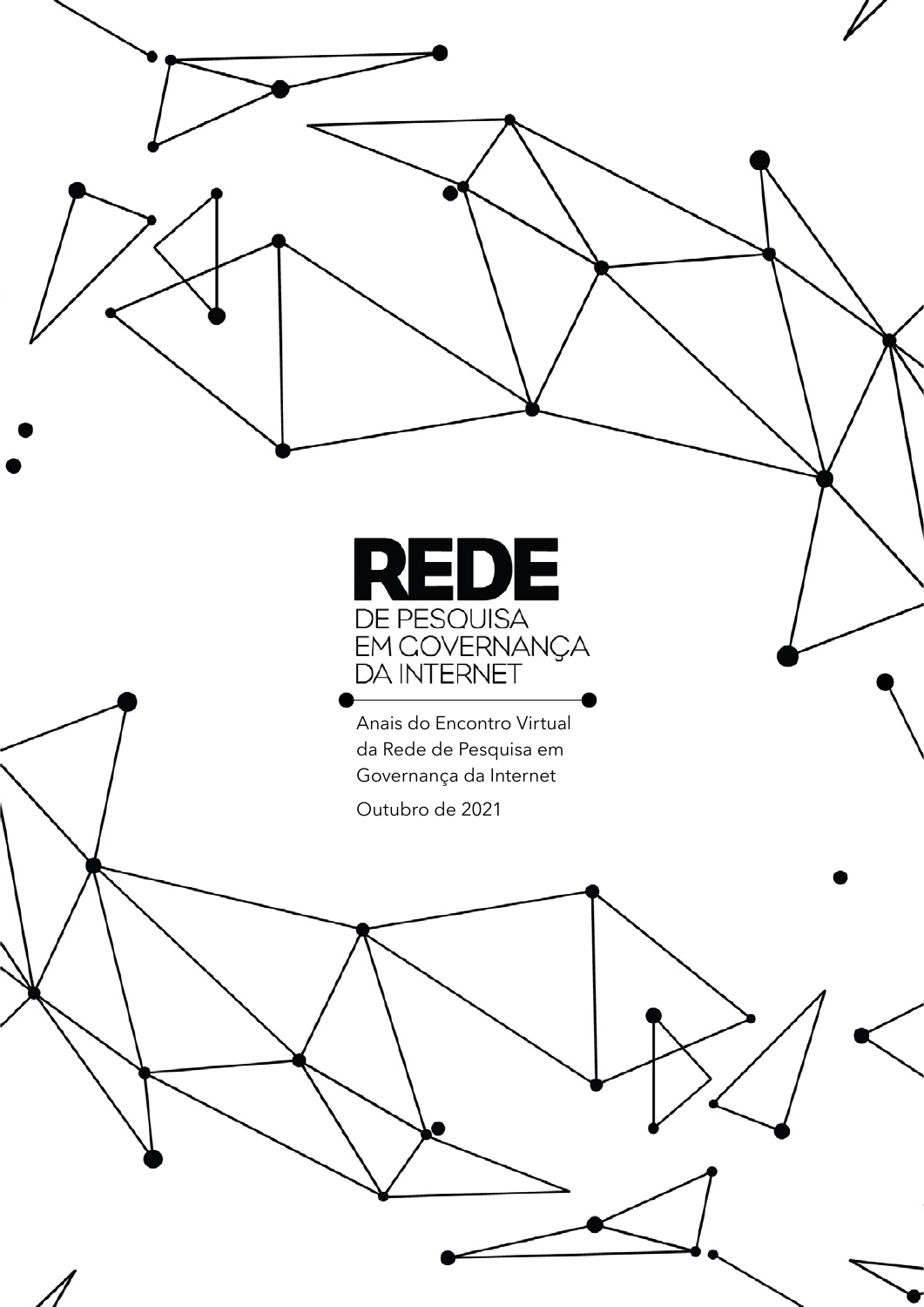# REDE

DE PESQUISA
EM GOVERNANÇA
DA INTERNET

Anais do Encontro Virtual
da Rede de Pesquisa em
Governança da Internet

Outubro de 2021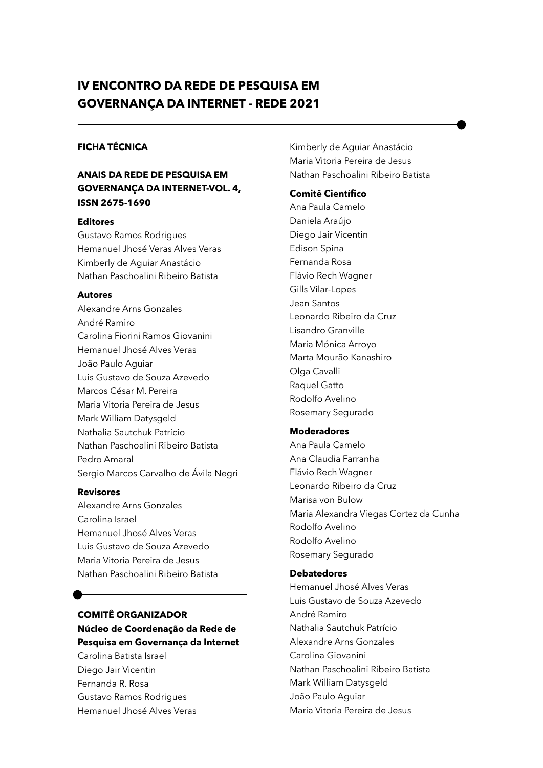# IV ENCONTRO DA REDE DE PESQUISA EM GOVERNANÇA DA INTERNET - REDE 2021

**FICHA TÉCNICA**

**ANAIS DA REDE DE PESQUISA EM GOVERNANÇA DA INTERNET-VOL. 4, ISSN 2675-1690**

**Editores**

Gustavo Ramos Rodrigues
Hemanuel Jhosé Veras Alves Veras
Kimberly de Aguiar Anastácio
Nathan Paschoalini Ribeiro Batista

**Autores**

Alexandre Arns Gonzales
André Ramiro
Carolina Fiorini Ramos Giovanini
Hemanuel Jhosé Alves Veras
João Paulo Aguiar
Luis Gustavo de Souza Azevedo
Marcos César M. Pereira
Maria Vitoria Pereira de Jesus
Mark William Datysgeld
Nathalia Sautchuk Patrício
Nathan Paschoalini Ribeiro Batista
Pedro Amaral
Sergio Marcos Carvalho de Ávila Negri

**Revisores**

Alexandre Arns Gonzales
Carolina Israel
Hemanuel Jhosé Alves Veras
Luis Gustavo de Souza Azevedo
Maria Vitoria Pereira de Jesus
Nathan Paschoalini Ribeiro Batista

**COMITÊ ORGANIZADOR**

**Núcleo de Coordenação da Rede de Pesquisa em Governança da Internet**

Carolina Batista Israel
Diego Jair Vicentin
Fernanda R. Rosa
Gustavo Ramos Rodrigues
Hemanuel Jhosé Alves Veras
Kimberly de Aguiar Anastácio
Maria Vitoria Pereira de Jesus
Nathan Paschoalini Ribeiro Batista

**Comitê Científico**

Ana Paula Camelo
Daniela Araújo
Diego Jair Vicentin
Edison Spina
Fernanda Rosa
Flávio Rech Wagner
Gills Vilar-Lopes
Jean Santos
Leonardo Ribeiro da Cruz
Lisandro Granville
Maria Mónica Arroyo
Marta Mourão Kanashiro
Olga Cavalli
Raquel Gatto
Rodolfo Avelino
Rosemary Segurado

**Moderadores**

Ana Paula Camelo
Ana Claudia Farranha
Flávio Rech Wagner
Leonardo Ribeiro da Cruz
Marisa von Bulow
Maria Alexandra Viegas Cortez da Cunha
Rodolfo Avelino
Rodolfo Avelino
Rosemary Segurado

**Debatedores**

Hemanuel Jhosé Alves Veras
Luis Gustavo de Souza Azevedo
André Ramiro
Nathalia Sautchuk Patrício
Alexandre Arns Gonzales
Carolina Giovanini
Nathan Paschoalini Ribeiro Batista
Mark William Datysgeld
João Paulo Aguiar
Maria Vitoria Pereira de Jesus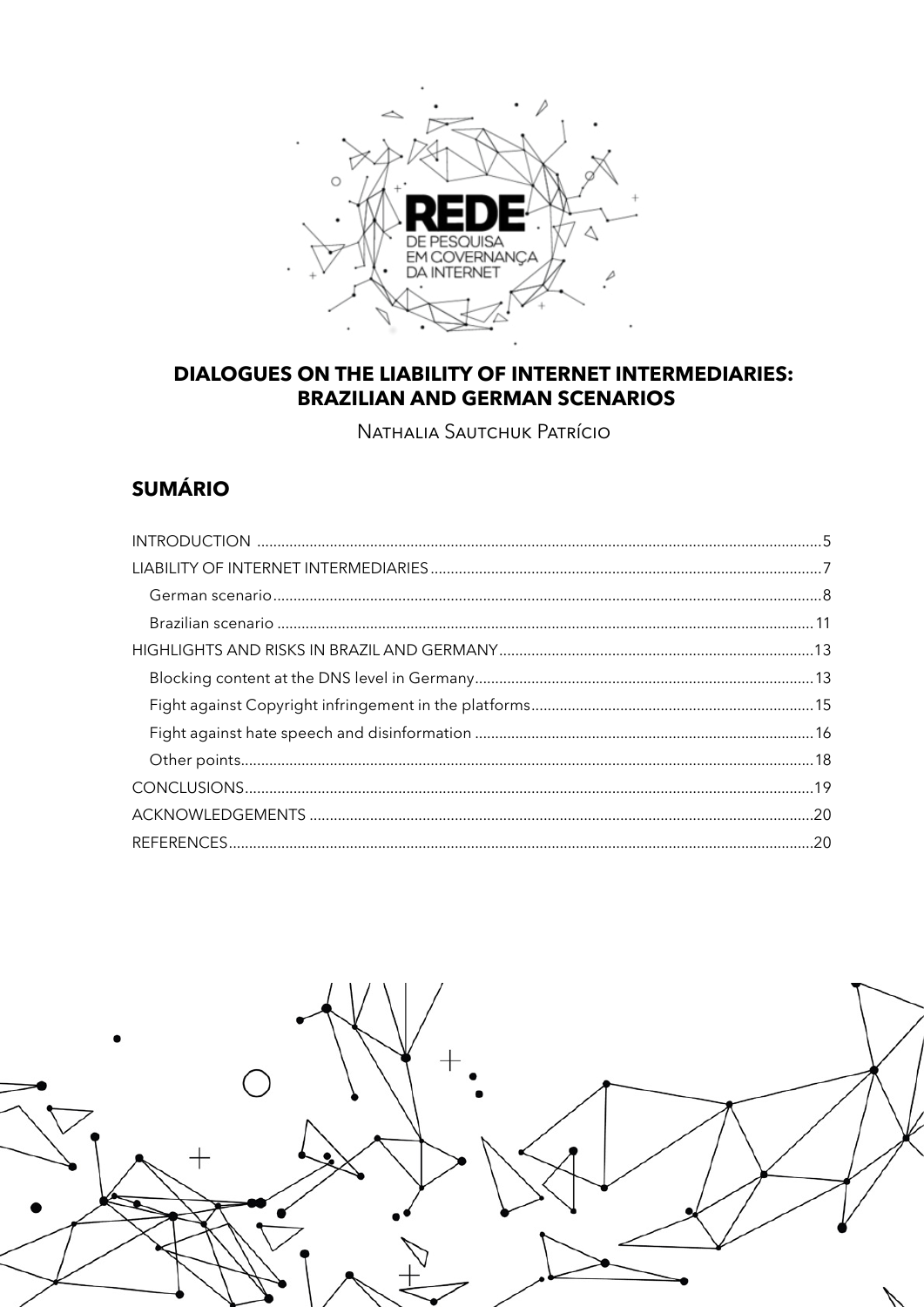# DIALOGUES ON THE LIABILITY OF INTERNET INTERMEDIARIES: BRAZILIAN AND GERMAN SCENARIOS

NATHALIA SAUTCHUK PATRÍCIO

## SUMÁRIO

- INTRODUCTION ........ 5
- LIABILITY OF INTERNET INTERMEDIARIES ........ 7
  - German scenario ........ 8
  - Brazilian scenario ........ 11
- HIGHLIGHTS AND RISKS IN BRAZIL AND GERMANY ........ 13
  - Blocking content at the DNS level in Germany ........ 13
  - Fight against Copyright infringement in the platforms ........ 15
  - Fight against hate speech and disinformation ........ 16
  - Other points ........ 18
- CONCLUSIONS ........ 19
- ACKNOWLEDGEMENTS ........ 20
- REFERENCES ........ 20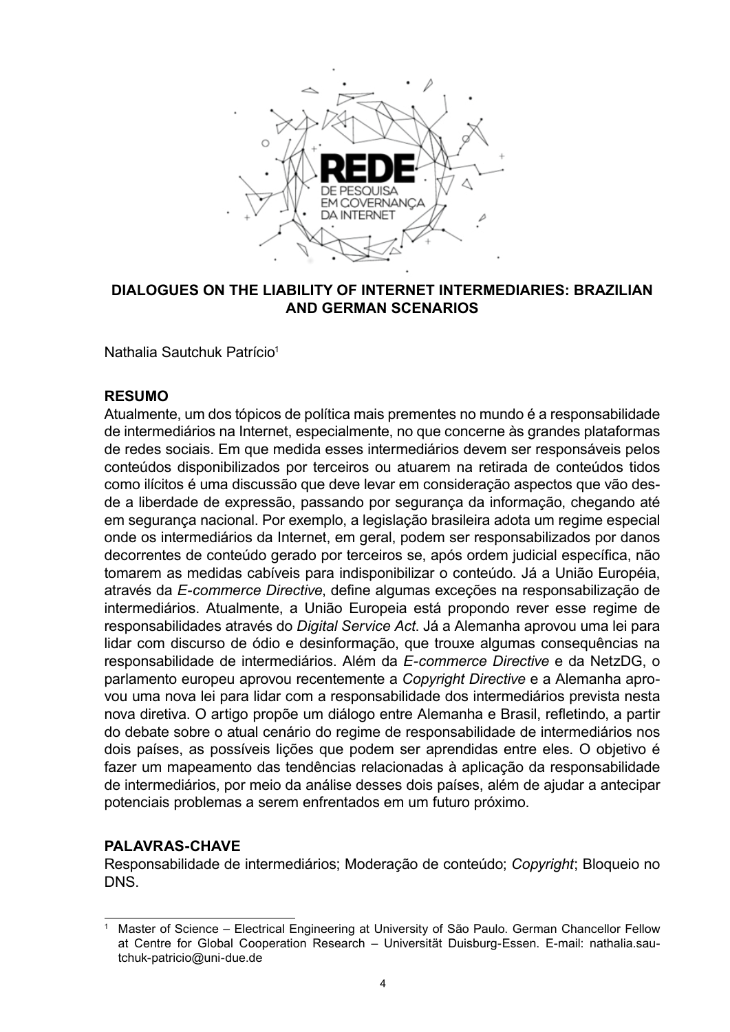# DIALOGUES ON THE LIABILITY OF INTERNET INTERMEDIARIES: BRAZILIAN AND GERMAN SCENARIOS

Nathalia Sautchuk Patrício[1]

## RESUMO

Atualmente, um dos tópicos de política mais prementes no mundo é a responsabilidade de intermediários na Internet, especialmente, no que concerne às grandes plataformas de redes sociais. Em que medida esses intermediários devem ser responsáveis pelos conteúdos disponibilizados por terceiros ou atuarem na retirada de conteúdos tidos como ilícitos é uma discussão que deve levar em consideração aspectos que vão desde a liberdade de expressão, passando por segurança da informação, chegando até em segurança nacional. Por exemplo, a legislação brasileira adota um regime especial onde os intermediários da Internet, em geral, podem ser responsabilizados por danos decorrentes de conteúdo gerado por terceiros se, após ordem judicial específica, não tomarem as medidas cabíveis para indisponibilizar o conteúdo. Já a União Européia, através da *E-commerce Directive*, define algumas exceções na responsabilização de intermediários. Atualmente, a União Europeia está propondo rever esse regime de responsabilidades através do *Digital Service Act*. Já a Alemanha aprovou uma lei para lidar com discurso de ódio e desinformação, que trouxe algumas consequências na responsabilidade de intermediários. Além da *E-commerce Directive* e da NetzDG, o parlamento europeu aprovou recentemente a *Copyright Directive* e a Alemanha aprovou uma nova lei para lidar com a responsabilidade dos intermediários prevista nesta nova diretiva. O artigo propõe um diálogo entre Alemanha e Brasil, refletindo, a partir do debate sobre o atual cenário do regime de responsabilidade de intermediários nos dois países, as possíveis lições que podem ser aprendidas entre eles. O objetivo é fazer um mapeamento das tendências relacionadas à aplicação da responsabilidade de intermediários, por meio da análise desses dois países, além de ajudar a antecipar potenciais problemas a serem enfrentados em um futuro próximo.

## PALAVRAS-CHAVE

Responsabilidade de intermediários; Moderação de conteúdo; *Copyright*; Bloqueio no DNS.

---

[1] Master of Science – Electrical Engineering at University of São Paulo. German Chancellor Fellow at Centre for Global Cooperation Research – Universität Duisburg-Essen. E-mail: nathalia.sautchuk-patricio@uni-due.de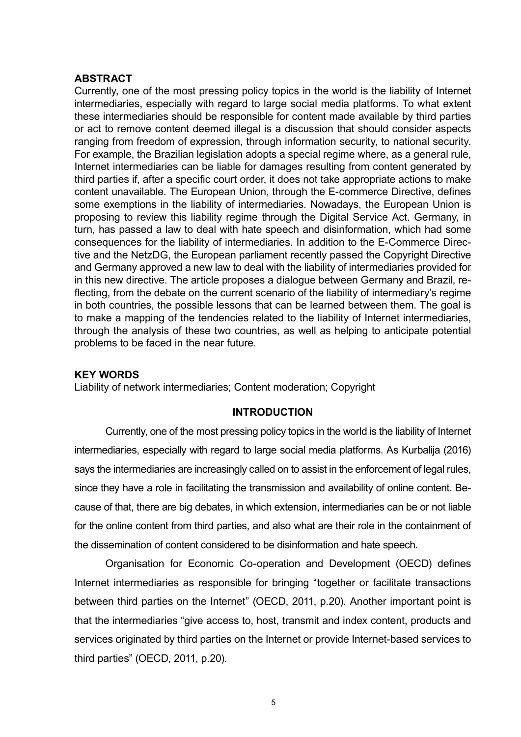## ABSTRACT

Currently, one of the most pressing policy topics in the world is the liability of Internet intermediaries, especially with regard to large social media platforms. To what extent these intermediaries should be responsible for content made available by third parties or act to remove content deemed illegal is a discussion that should consider aspects ranging from freedom of expression, through information security, to national security. For example, the Brazilian legislation adopts a special regime where, as a general rule, Internet intermediaries can be liable for damages resulting from content generated by third parties if, after a specific court order, it does not take appropriate actions to make content unavailable. The European Union, through the E-commerce Directive, defines some exemptions in the liability of intermediaries. Nowadays, the European Union is proposing to review this liability regime through the Digital Service Act. Germany, in turn, has passed a law to deal with hate speech and disinformation, which had some consequences for the liability of intermediaries. In addition to the E-Commerce Directive and the NetzDG, the European parliament recently passed the Copyright Directive and Germany approved a new law to deal with the liability of intermediaries provided for in this new directive. The article proposes a dialogue between Germany and Brazil, reflecting, from the debate on the current scenario of the liability of intermediary's regime in both countries, the possible lessons that can be learned between them. The goal is to make a mapping of the tendencies related to the liability of Internet intermediaries, through the analysis of these two countries, as well as helping to anticipate potential problems to be faced in the near future.

## KEY WORDS

Liability of network intermediaries; Content moderation; Copyright

## INTRODUCTION

Currently, one of the most pressing policy topics in the world is the liability of Internet intermediaries, especially with regard to large social media platforms. As Kurbalija (2016) says the intermediaries are increasingly called on to assist in the enforcement of legal rules, since they have a role in facilitating the transmission and availability of online content. Because of that, there are big debates, in which extension, intermediaries can be or not liable for the online content from third parties, and also what are their role in the containment of the dissemination of content considered to be disinformation and hate speech.

Organisation for Economic Co-operation and Development (OECD) defines Internet intermediaries as responsible for bringing "together or facilitate transactions between third parties on the Internet" (OECD, 2011, p.20). Another important point is that the intermediaries "give access to, host, transmit and index content, products and services originated by third parties on the Internet or provide Internet-based services to third parties" (OECD, 2011, p.20).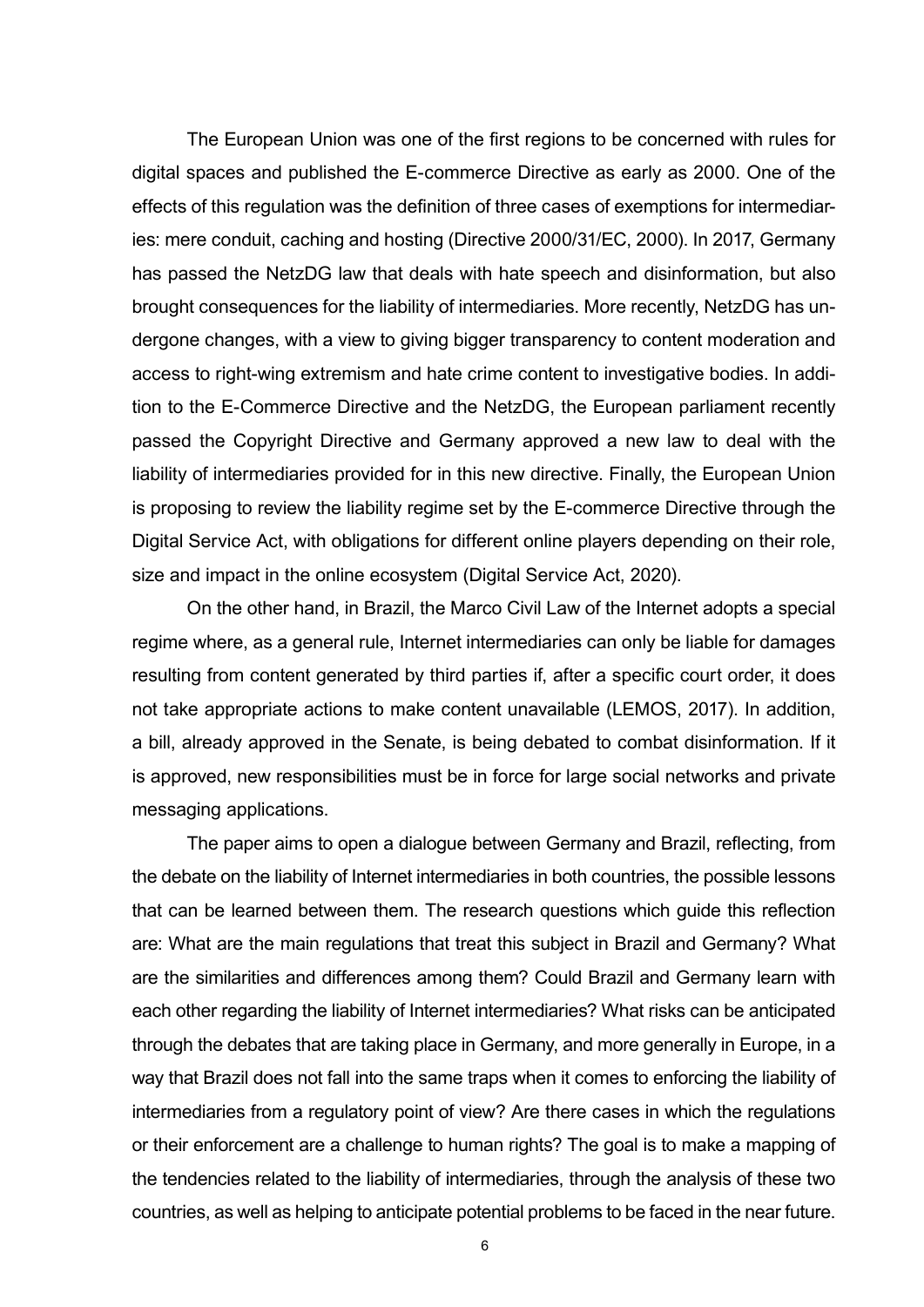The European Union was one of the first regions to be concerned with rules for digital spaces and published the E-commerce Directive as early as 2000. One of the effects of this regulation was the definition of three cases of exemptions for intermediaries: mere conduit, caching and hosting (Directive 2000/31/EC, 2000). In 2017, Germany has passed the NetzDG law that deals with hate speech and disinformation, but also brought consequences for the liability of intermediaries. More recently, NetzDG has undergone changes, with a view to giving bigger transparency to content moderation and access to right-wing extremism and hate crime content to investigative bodies. In addition to the E-Commerce Directive and the NetzDG, the European parliament recently passed the Copyright Directive and Germany approved a new law to deal with the liability of intermediaries provided for in this new directive. Finally, the European Union is proposing to review the liability regime set by the E-commerce Directive through the Digital Service Act, with obligations for different online players depending on their role, size and impact in the online ecosystem (Digital Service Act, 2020).

On the other hand, in Brazil, the Marco Civil Law of the Internet adopts a special regime where, as a general rule, Internet intermediaries can only be liable for damages resulting from content generated by third parties if, after a specific court order, it does not take appropriate actions to make content unavailable (LEMOS, 2017). In addition, a bill, already approved in the Senate, is being debated to combat disinformation. If it is approved, new responsibilities must be in force for large social networks and private messaging applications.

The paper aims to open a dialogue between Germany and Brazil, reflecting, from the debate on the liability of Internet intermediaries in both countries, the possible lessons that can be learned between them. The research questions which guide this reflection are: What are the main regulations that treat this subject in Brazil and Germany? What are the similarities and differences among them? Could Brazil and Germany learn with each other regarding the liability of Internet intermediaries? What risks can be anticipated through the debates that are taking place in Germany, and more generally in Europe, in a way that Brazil does not fall into the same traps when it comes to enforcing the liability of intermediaries from a regulatory point of view? Are there cases in which the regulations or their enforcement are a challenge to human rights? The goal is to make a mapping of the tendencies related to the liability of intermediaries, through the analysis of these two countries, as well as helping to anticipate potential problems to be faced in the near future.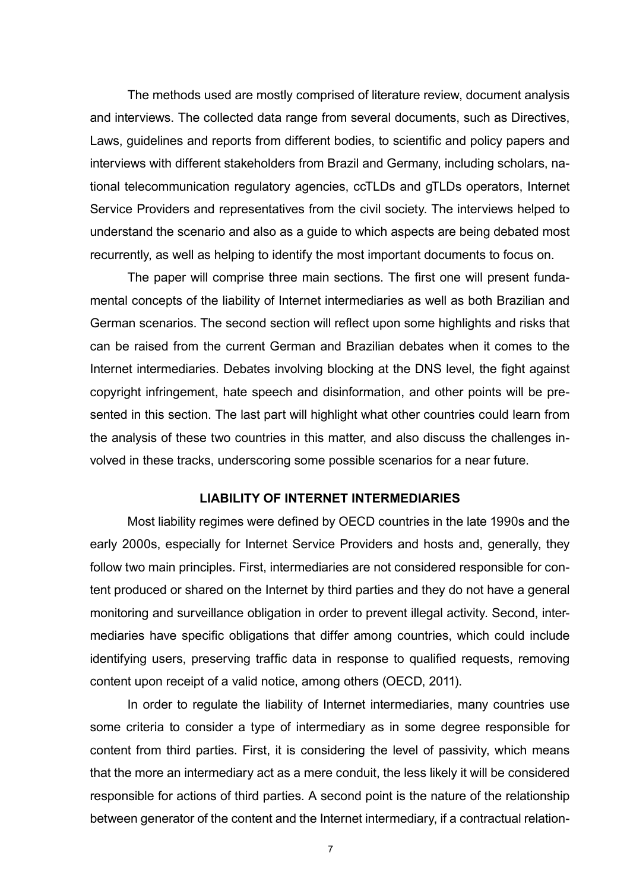The methods used are mostly comprised of literature review, document analysis and interviews. The collected data range from several documents, such as Directives, Laws, guidelines and reports from different bodies, to scientific and policy papers and interviews with different stakeholders from Brazil and Germany, including scholars, national telecommunication regulatory agencies, ccTLDs and gTLDs operators, Internet Service Providers and representatives from the civil society. The interviews helped to understand the scenario and also as a guide to which aspects are being debated most recurrently, as well as helping to identify the most important documents to focus on.

The paper will comprise three main sections. The first one will present fundamental concepts of the liability of Internet intermediaries as well as both Brazilian and German scenarios. The second section will reflect upon some highlights and risks that can be raised from the current German and Brazilian debates when it comes to the Internet intermediaries. Debates involving blocking at the DNS level, the fight against copyright infringement, hate speech and disinformation, and other points will be presented in this section. The last part will highlight what other countries could learn from the analysis of these two countries in this matter, and also discuss the challenges involved in these tracks, underscoring some possible scenarios for a near future.

## LIABILITY OF INTERNET INTERMEDIARIES

Most liability regimes were defined by OECD countries in the late 1990s and the early 2000s, especially for Internet Service Providers and hosts and, generally, they follow two main principles. First, intermediaries are not considered responsible for content produced or shared on the Internet by third parties and they do not have a general monitoring and surveillance obligation in order to prevent illegal activity. Second, intermediaries have specific obligations that differ among countries, which could include identifying users, preserving traffic data in response to qualified requests, removing content upon receipt of a valid notice, among others (OECD, 2011).

In order to regulate the liability of Internet intermediaries, many countries use some criteria to consider a type of intermediary as in some degree responsible for content from third parties. First, it is considering the level of passivity, which means that the more an intermediary act as a mere conduit, the less likely it will be considered responsible for actions of third parties. A second point is the nature of the relationship between generator of the content and the Internet intermediary, if a contractual relation-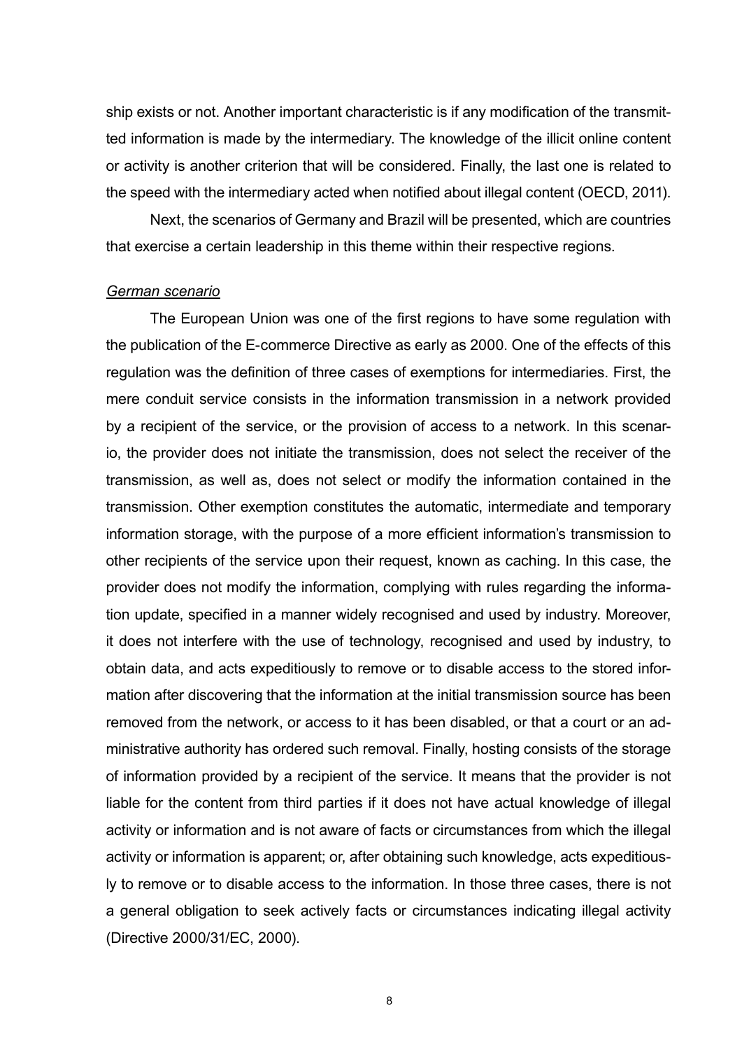ship exists or not. Another important characteristic is if any modification of the transmitted information is made by the intermediary. The knowledge of the illicit online content or activity is another criterion that will be considered. Finally, the last one is related to the speed with the intermediary acted when notified about illegal content (OECD, 2011).

Next, the scenarios of Germany and Brazil will be presented, which are countries that exercise a certain leadership in this theme within their respective regions.

*German scenario*

The European Union was one of the first regions to have some regulation with the publication of the E-commerce Directive as early as 2000. One of the effects of this regulation was the definition of three cases of exemptions for intermediaries. First, the mere conduit service consists in the information transmission in a network provided by a recipient of the service, or the provision of access to a network. In this scenario, the provider does not initiate the transmission, does not select the receiver of the transmission, as well as, does not select or modify the information contained in the transmission. Other exemption constitutes the automatic, intermediate and temporary information storage, with the purpose of a more efficient information's transmission to other recipients of the service upon their request, known as caching. In this case, the provider does not modify the information, complying with rules regarding the information update, specified in a manner widely recognised and used by industry. Moreover, it does not interfere with the use of technology, recognised and used by industry, to obtain data, and acts expeditiously to remove or to disable access to the stored information after discovering that the information at the initial transmission source has been removed from the network, or access to it has been disabled, or that a court or an administrative authority has ordered such removal. Finally, hosting consists of the storage of information provided by a recipient of the service. It means that the provider is not liable for the content from third parties if it does not have actual knowledge of illegal activity or information and is not aware of facts or circumstances from which the illegal activity or information is apparent; or, after obtaining such knowledge, acts expeditiously to remove or to disable access to the information. In those three cases, there is not a general obligation to seek actively facts or circumstances indicating illegal activity (Directive 2000/31/EC, 2000).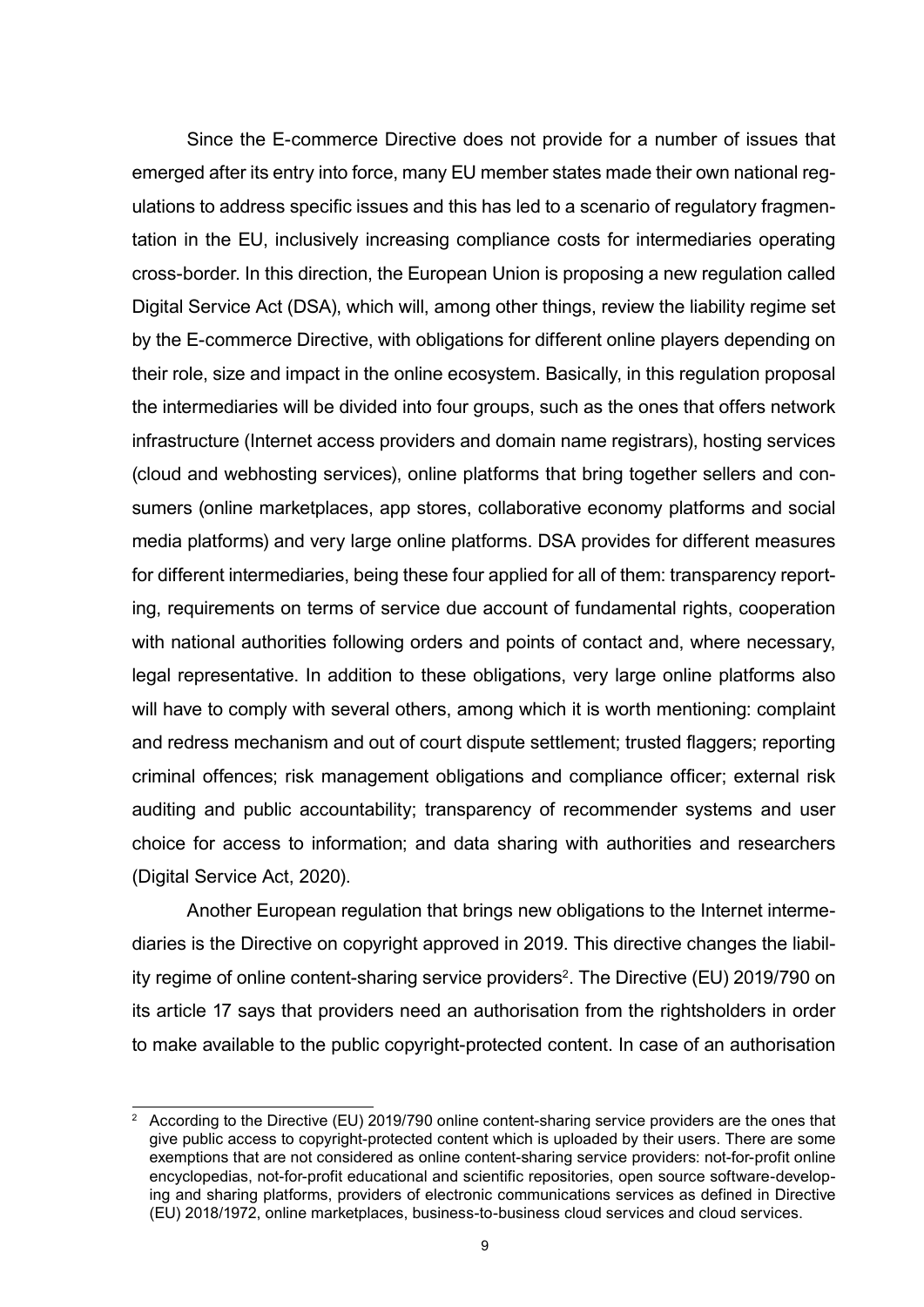Since the E-commerce Directive does not provide for a number of issues that emerged after its entry into force, many EU member states made their own national regulations to address specific issues and this has led to a scenario of regulatory fragmentation in the EU, inclusively increasing compliance costs for intermediaries operating cross-border. In this direction, the European Union is proposing a new regulation called Digital Service Act (DSA), which will, among other things, review the liability regime set by the E-commerce Directive, with obligations for different online players depending on their role, size and impact in the online ecosystem. Basically, in this regulation proposal the intermediaries will be divided into four groups, such as the ones that offers network infrastructure (Internet access providers and domain name registrars), hosting services (cloud and webhosting services), online platforms that bring together sellers and consumers (online marketplaces, app stores, collaborative economy platforms and social media platforms) and very large online platforms. DSA provides for different measures for different intermediaries, being these four applied for all of them: transparency reporting, requirements on terms of service due account of fundamental rights, cooperation with national authorities following orders and points of contact and, where necessary, legal representative. In addition to these obligations, very large online platforms also will have to comply with several others, among which it is worth mentioning: complaint and redress mechanism and out of court dispute settlement; trusted flaggers; reporting criminal offences; risk management obligations and compliance officer; external risk auditing and public accountability; transparency of recommender systems and user choice for access to information; and data sharing with authorities and researchers (Digital Service Act, 2020).

Another European regulation that brings new obligations to the Internet intermediaries is the Directive on copyright approved in 2019. This directive changes the liability regime of online content-sharing service providers[2]. The Directive (EU) 2019/790 on its article 17 says that providers need an authorisation from the rightsholders in order to make available to the public copyright-protected content. In case of an authorisation

[2] According to the Directive (EU) 2019/790 online content-sharing service providers are the ones that give public access to copyright-protected content which is uploaded by their users. There are some exemptions that are not considered as online content-sharing service providers: not-for-profit online encyclopedias, not-for-profit educational and scientific repositories, open source software-developing and sharing platforms, providers of electronic communications services as defined in Directive (EU) 2018/1972, online marketplaces, business-to-business cloud services and cloud services.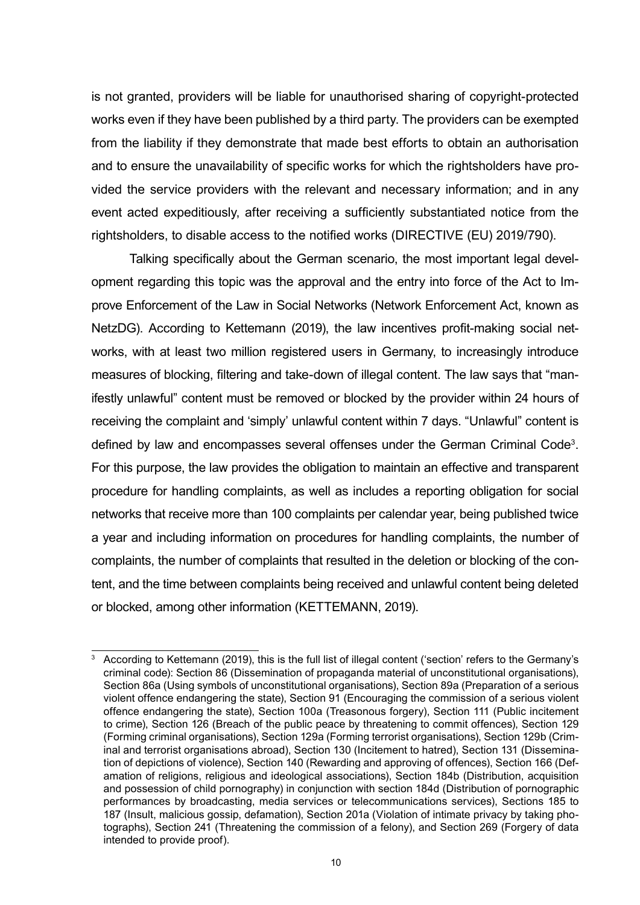is not granted, providers will be liable for unauthorised sharing of copyright-protected works even if they have been published by a third party. The providers can be exempted from the liability if they demonstrate that made best efforts to obtain an authorisation and to ensure the unavailability of specific works for which the rightsholders have provided the service providers with the relevant and necessary information; and in any event acted expeditiously, after receiving a sufficiently substantiated notice from the rightsholders, to disable access to the notified works (DIRECTIVE (EU) 2019/790).

Talking specifically about the German scenario, the most important legal development regarding this topic was the approval and the entry into force of the Act to Improve Enforcement of the Law in Social Networks (Network Enforcement Act, known as NetzDG). According to Kettemann (2019), the law incentives profit-making social networks, with at least two million registered users in Germany, to increasingly introduce measures of blocking, filtering and take-down of illegal content. The law says that "manifestly unlawful" content must be removed or blocked by the provider within 24 hours of receiving the complaint and 'simply' unlawful content within 7 days. "Unlawful" content is defined by law and encompasses several offenses under the German Criminal Code[3]. For this purpose, the law provides the obligation to maintain an effective and transparent procedure for handling complaints, as well as includes a reporting obligation for social networks that receive more than 100 complaints per calendar year, being published twice a year and including information on procedures for handling complaints, the number of complaints, the number of complaints that resulted in the deletion or blocking of the content, and the time between complaints being received and unlawful content being deleted or blocked, among other information (KETTEMANN, 2019).

---

[3] According to Kettemann (2019), this is the full list of illegal content ('section' refers to the Germany's criminal code): Section 86 (Dissemination of propaganda material of unconstitutional organisations), Section 86a (Using symbols of unconstitutional organisations), Section 89a (Preparation of a serious violent offence endangering the state), Section 91 (Encouraging the commission of a serious violent offence endangering the state), Section 100a (Treasonous forgery), Section 111 (Public incitement to crime), Section 126 (Breach of the public peace by threatening to commit offences), Section 129 (Forming criminal organisations), Section 129a (Forming terrorist organisations), Section 129b (Criminal and terrorist organisations abroad), Section 130 (Incitement to hatred), Section 131 (Dissemination of depictions of violence), Section 140 (Rewarding and approving of offences), Section 166 (Defamation of religions, religious and ideological associations), Section 184b (Distribution, acquisition and possession of child pornography) in conjunction with section 184d (Distribution of pornographic performances by broadcasting, media services or telecommunications services), Sections 185 to 187 (Insult, malicious gossip, defamation), Section 201a (Violation of intimate privacy by taking photographs), Section 241 (Threatening the commission of a felony), and Section 269 (Forgery of data intended to provide proof).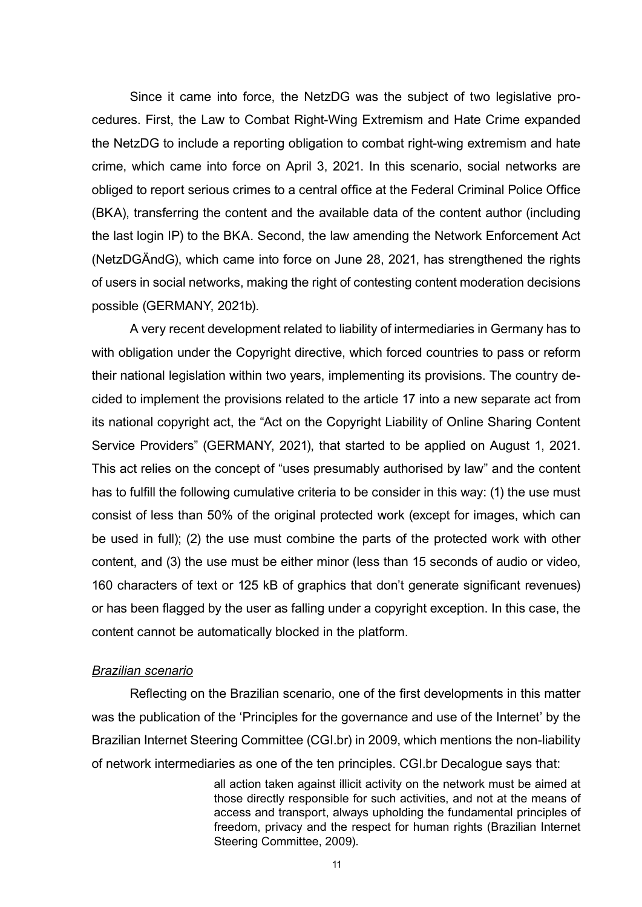Since it came into force, the NetzDG was the subject of two legislative procedures. First, the Law to Combat Right-Wing Extremism and Hate Crime expanded the NetzDG to include a reporting obligation to combat right-wing extremism and hate crime, which came into force on April 3, 2021. In this scenario, social networks are obliged to report serious crimes to a central office at the Federal Criminal Police Office (BKA), transferring the content and the available data of the content author (including the last login IP) to the BKA. Second, the law amending the Network Enforcement Act (NetzDGÄndG), which came into force on June 28, 2021, has strengthened the rights of users in social networks, making the right of contesting content moderation decisions possible (GERMANY, 2021b).

A very recent development related to liability of intermediaries in Germany has to with obligation under the Copyright directive, which forced countries to pass or reform their national legislation within two years, implementing its provisions. The country decided to implement the provisions related to the article 17 into a new separate act from its national copyright act, the "Act on the Copyright Liability of Online Sharing Content Service Providers" (GERMANY, 2021), that started to be applied on August 1, 2021. This act relies on the concept of "uses presumably authorised by law" and the content has to fulfill the following cumulative criteria to be consider in this way: (1) the use must consist of less than 50% of the original protected work (except for images, which can be used in full); (2) the use must combine the parts of the protected work with other content, and (3) the use must be either minor (less than 15 seconds of audio or video, 160 characters of text or 125 kB of graphics that don't generate significant revenues) or has been flagged by the user as falling under a copyright exception. In this case, the content cannot be automatically blocked in the platform.

*Brazilian scenario*

Reflecting on the Brazilian scenario, one of the first developments in this matter was the publication of the 'Principles for the governance and use of the Internet' by the Brazilian Internet Steering Committee (CGI.br) in 2009, which mentions the non-liability of network intermediaries as one of the ten principles. CGI.br Decalogue says that:

> all action taken against illicit activity on the network must be aimed at those directly responsible for such activities, and not at the means of access and transport, always upholding the fundamental principles of freedom, privacy and the respect for human rights (Brazilian Internet Steering Committee, 2009).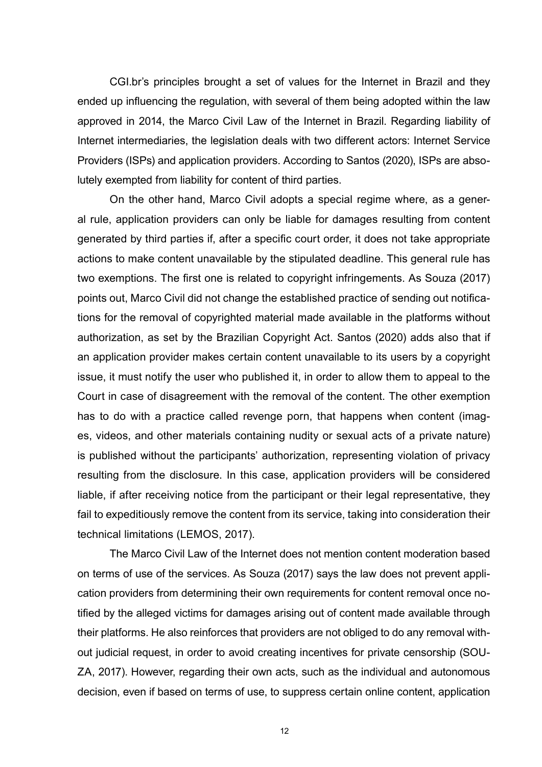CGI.br's principles brought a set of values for the Internet in Brazil and they ended up influencing the regulation, with several of them being adopted within the law approved in 2014, the Marco Civil Law of the Internet in Brazil. Regarding liability of Internet intermediaries, the legislation deals with two different actors: Internet Service Providers (ISPs) and application providers. According to Santos (2020), ISPs are absolutely exempted from liability for content of third parties.

On the other hand, Marco Civil adopts a special regime where, as a general rule, application providers can only be liable for damages resulting from content generated by third parties if, after a specific court order, it does not take appropriate actions to make content unavailable by the stipulated deadline. This general rule has two exemptions. The first one is related to copyright infringements. As Souza (2017) points out, Marco Civil did not change the established practice of sending out notifications for the removal of copyrighted material made available in the platforms without authorization, as set by the Brazilian Copyright Act. Santos (2020) adds also that if an application provider makes certain content unavailable to its users by a copyright issue, it must notify the user who published it, in order to allow them to appeal to the Court in case of disagreement with the removal of the content. The other exemption has to do with a practice called revenge porn, that happens when content (images, videos, and other materials containing nudity or sexual acts of a private nature) is published without the participants' authorization, representing violation of privacy resulting from the disclosure. In this case, application providers will be considered liable, if after receiving notice from the participant or their legal representative, they fail to expeditiously remove the content from its service, taking into consideration their technical limitations (LEMOS, 2017).

The Marco Civil Law of the Internet does not mention content moderation based on terms of use of the services. As Souza (2017) says the law does not prevent application providers from determining their own requirements for content removal once notified by the alleged victims for damages arising out of content made available through their platforms. He also reinforces that providers are not obliged to do any removal without judicial request, in order to avoid creating incentives for private censorship (SOUZA, 2017). However, regarding their own acts, such as the individual and autonomous decision, even if based on terms of use, to suppress certain online content, application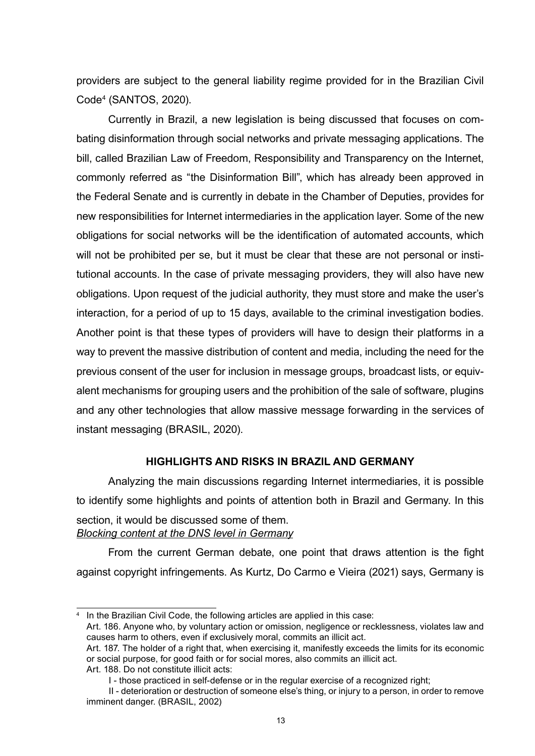providers are subject to the general liability regime provided for in the Brazilian Civil Code[4] (SANTOS, 2020).

Currently in Brazil, a new legislation is being discussed that focuses on combating disinformation through social networks and private messaging applications. The bill, called Brazilian Law of Freedom, Responsibility and Transparency on the Internet, commonly referred as "the Disinformation Bill", which has already been approved in the Federal Senate and is currently in debate in the Chamber of Deputies, provides for new responsibilities for Internet intermediaries in the application layer. Some of the new obligations for social networks will be the identification of automated accounts, which will not be prohibited per se, but it must be clear that these are not personal or institutional accounts. In the case of private messaging providers, they will also have new obligations. Upon request of the judicial authority, they must store and make the user's interaction, for a period of up to 15 days, available to the criminal investigation bodies. Another point is that these types of providers will have to design their platforms in a way to prevent the massive distribution of content and media, including the need for the previous consent of the user for inclusion in message groups, broadcast lists, or equivalent mechanisms for grouping users and the prohibition of the sale of software, plugins and any other technologies that allow massive message forwarding in the services of instant messaging (BRASIL, 2020).

## HIGHLIGHTS AND RISKS IN BRAZIL AND GERMANY

Analyzing the main discussions regarding Internet intermediaries, it is possible to identify some highlights and points of attention both in Brazil and Germany. In this section, it would be discussed some of them.

### *Blocking content at the DNS level in Germany*

From the current German debate, one point that draws attention is the fight against copyright infringements. As Kurtz, Do Carmo e Vieira (2021) says, Germany is

---

[4] In the Brazilian Civil Code, the following articles are applied in this case:
Art. 186. Anyone who, by voluntary action or omission, negligence or recklessness, violates law and causes harm to others, even if exclusively moral, commits an illicit act.
Art. 187. The holder of a right that, when exercising it, manifestly exceeds the limits for its economic or social purpose, for good faith or for social mores, also commits an illicit act.
Art. 188. Do not constitute illicit acts:
I - those practiced in self-defense or in the regular exercise of a recognized right;
II - deterioration or destruction of someone else's thing, or injury to a person, in order to remove imminent danger. (BRASIL, 2002)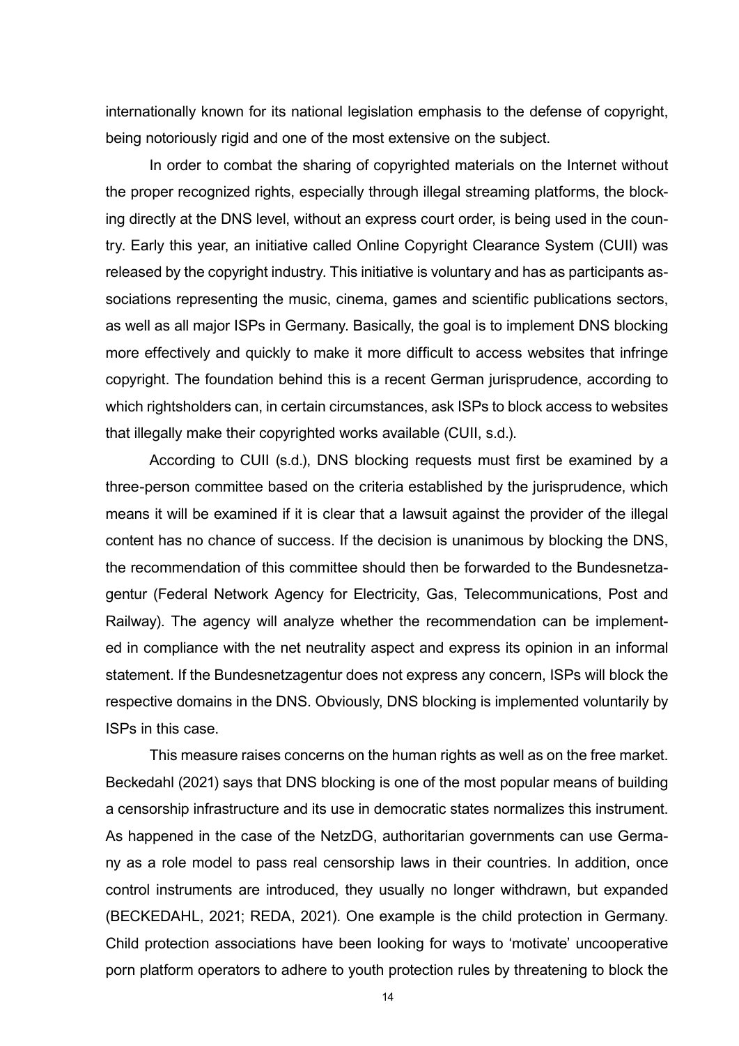internationally known for its national legislation emphasis to the defense of copyright, being notoriously rigid and one of the most extensive on the subject.

In order to combat the sharing of copyrighted materials on the Internet without the proper recognized rights, especially through illegal streaming platforms, the blocking directly at the DNS level, without an express court order, is being used in the country. Early this year, an initiative called Online Copyright Clearance System (CUII) was released by the copyright industry. This initiative is voluntary and has as participants associations representing the music, cinema, games and scientific publications sectors, as well as all major ISPs in Germany. Basically, the goal is to implement DNS blocking more effectively and quickly to make it more difficult to access websites that infringe copyright. The foundation behind this is a recent German jurisprudence, according to which rightsholders can, in certain circumstances, ask ISPs to block access to websites that illegally make their copyrighted works available (CUII, s.d.).

According to CUII (s.d.), DNS blocking requests must first be examined by a three-person committee based on the criteria established by the jurisprudence, which means it will be examined if it is clear that a lawsuit against the provider of the illegal content has no chance of success. If the decision is unanimous by blocking the DNS, the recommendation of this committee should then be forwarded to the Bundesnetzagentur (Federal Network Agency for Electricity, Gas, Telecommunications, Post and Railway). The agency will analyze whether the recommendation can be implemented in compliance with the net neutrality aspect and express its opinion in an informal statement. If the Bundesnetzagentur does not express any concern, ISPs will block the respective domains in the DNS. Obviously, DNS blocking is implemented voluntarily by ISPs in this case.

This measure raises concerns on the human rights as well as on the free market. Beckedahl (2021) says that DNS blocking is one of the most popular means of building a censorship infrastructure and its use in democratic states normalizes this instrument. As happened in the case of the NetzDG, authoritarian governments can use Germany as a role model to pass real censorship laws in their countries. In addition, once control instruments are introduced, they usually no longer withdrawn, but expanded (BECKEDAHL, 2021; REDA, 2021). One example is the child protection in Germany. Child protection associations have been looking for ways to 'motivate' uncooperative porn platform operators to adhere to youth protection rules by threatening to block the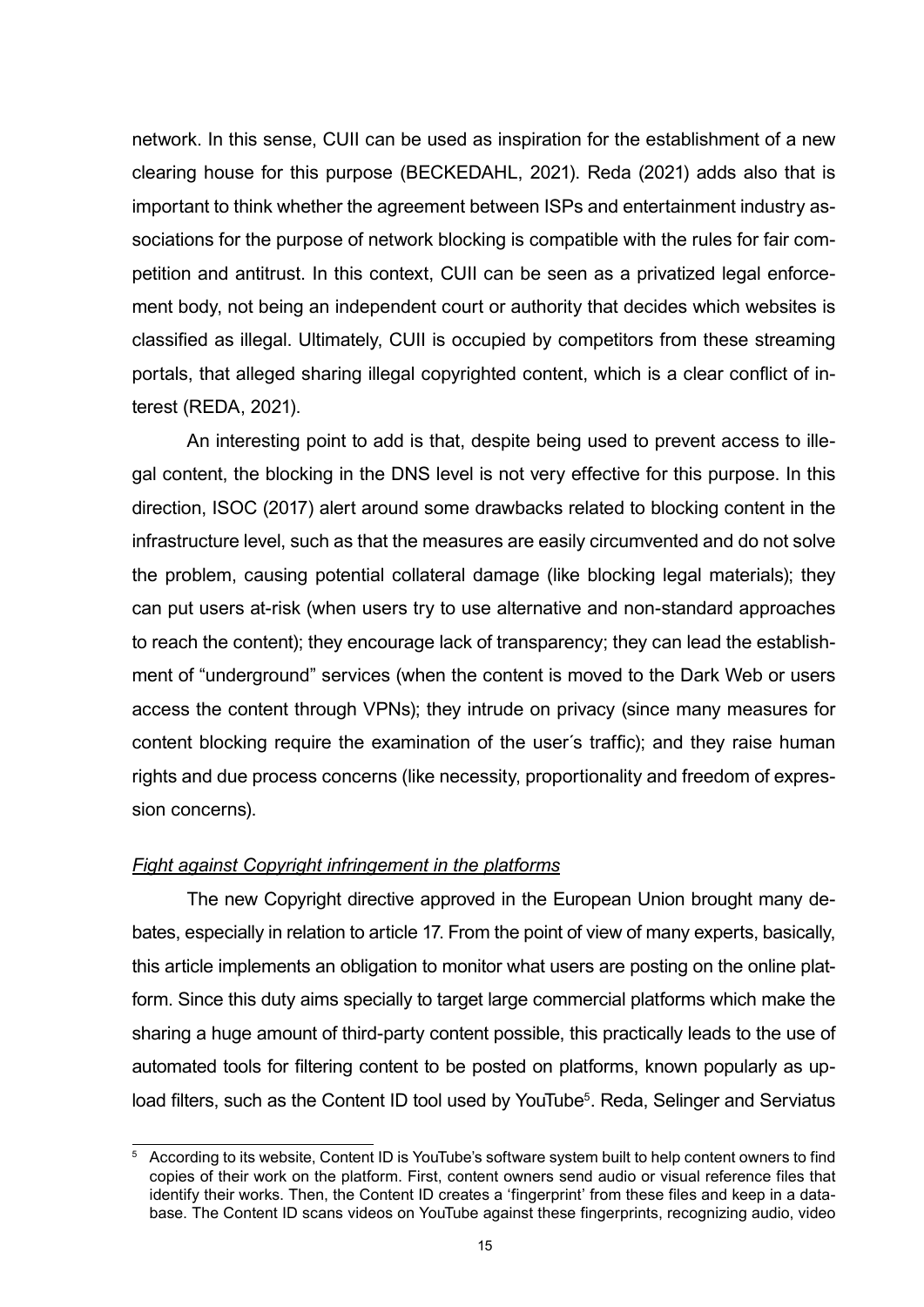network. In this sense, CUII can be used as inspiration for the establishment of a new clearing house for this purpose (BECKEDAHL, 2021). Reda (2021) adds also that is important to think whether the agreement between ISPs and entertainment industry associations for the purpose of network blocking is compatible with the rules for fair competition and antitrust. In this context, CUII can be seen as a privatized legal enforcement body, not being an independent court or authority that decides which websites is classified as illegal. Ultimately, CUII is occupied by competitors from these streaming portals, that alleged sharing illegal copyrighted content, which is a clear conflict of interest (REDA, 2021).

An interesting point to add is that, despite being used to prevent access to illegal content, the blocking in the DNS level is not very effective for this purpose. In this direction, ISOC (2017) alert around some drawbacks related to blocking content in the infrastructure level, such as that the measures are easily circumvented and do not solve the problem, causing potential collateral damage (like blocking legal materials); they can put users at-risk (when users try to use alternative and non-standard approaches to reach the content); they encourage lack of transparency; they can lead the establishment of "underground" services (when the content is moved to the Dark Web or users access the content through VPNs); they intrude on privacy (since many measures for content blocking require the examination of the user´s traffic); and they raise human rights and due process concerns (like necessity, proportionality and freedom of expression concerns).

*Fight against Copyright infringement in the platforms*

The new Copyright directive approved in the European Union brought many debates, especially in relation to article 17. From the point of view of many experts, basically, this article implements an obligation to monitor what users are posting on the online platform. Since this duty aims specially to target large commercial platforms which make the sharing a huge amount of third-party content possible, this practically leads to the use of automated tools for filtering content to be posted on platforms, known popularly as upload filters, such as the Content ID tool used by YouTube[5]. Reda, Selinger and Serviatus

---

[5] According to its website, Content ID is YouTube's software system built to help content owners to find copies of their work on the platform. First, content owners send audio or visual reference files that identify their works. Then, the Content ID creates a 'fingerprint' from these files and keep in a database. The Content ID scans videos on YouTube against these fingerprints, recognizing audio, video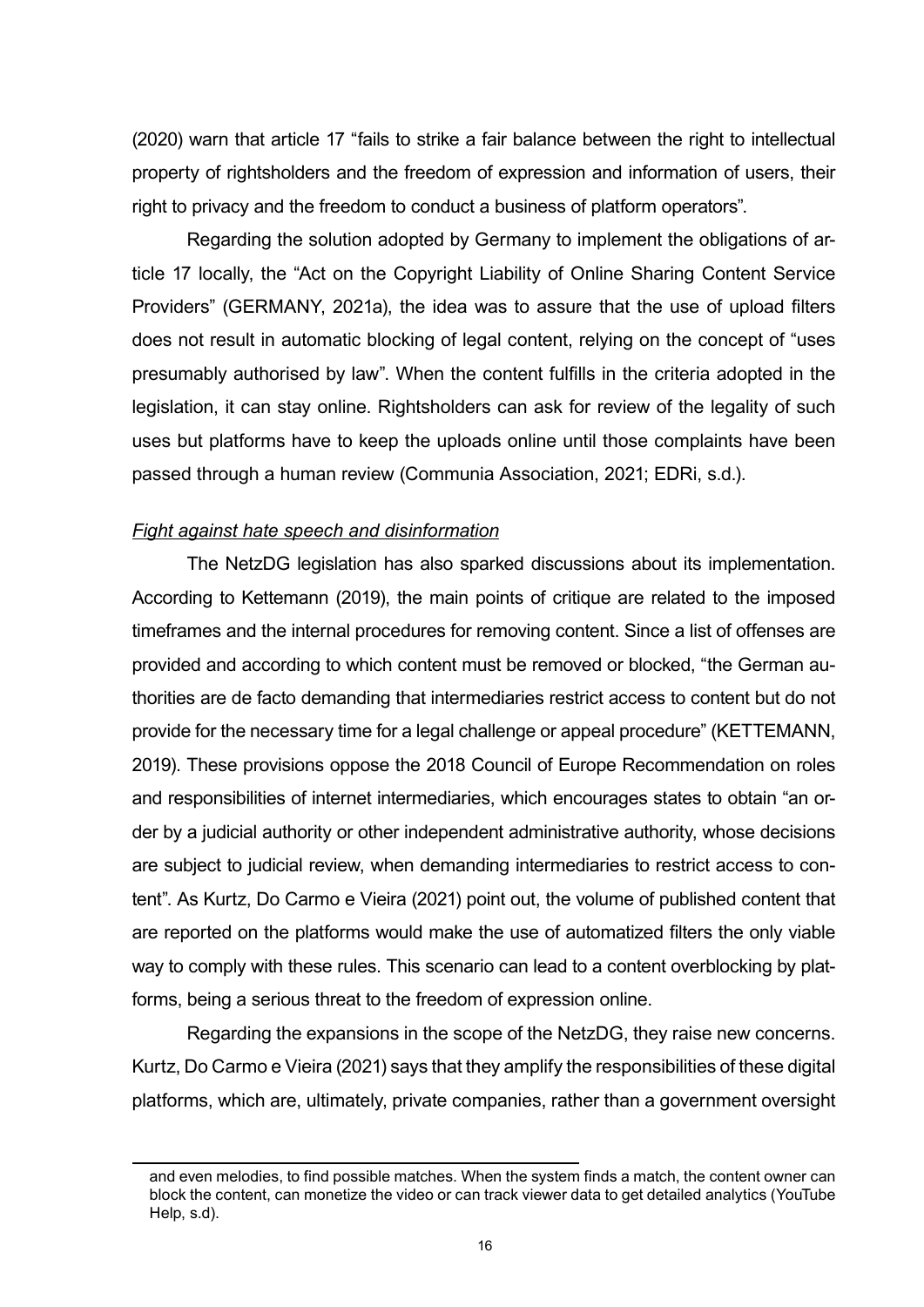(2020) warn that article 17 "fails to strike a fair balance between the right to intellectual property of rightsholders and the freedom of expression and information of users, their right to privacy and the freedom to conduct a business of platform operators".

Regarding the solution adopted by Germany to implement the obligations of article 17 locally, the "Act on the Copyright Liability of Online Sharing Content Service Providers" (GERMANY, 2021a), the idea was to assure that the use of upload filters does not result in automatic blocking of legal content, relying on the concept of "uses presumably authorised by law". When the content fulfills in the criteria adopted in the legislation, it can stay online. Rightsholders can ask for review of the legality of such uses but platforms have to keep the uploads online until those complaints have been passed through a human review (Communia Association, 2021; EDRi, s.d.).

*Fight against hate speech and disinformation*

The NetzDG legislation has also sparked discussions about its implementation. According to Kettemann (2019), the main points of critique are related to the imposed timeframes and the internal procedures for removing content. Since a list of offenses are provided and according to which content must be removed or blocked, "the German authorities are de facto demanding that intermediaries restrict access to content but do not provide for the necessary time for a legal challenge or appeal procedure" (KETTEMANN, 2019). These provisions oppose the 2018 Council of Europe Recommendation on roles and responsibilities of internet intermediaries, which encourages states to obtain "an order by a judicial authority or other independent administrative authority, whose decisions are subject to judicial review, when demanding intermediaries to restrict access to content". As Kurtz, Do Carmo e Vieira (2021) point out, the volume of published content that are reported on the platforms would make the use of automatized filters the only viable way to comply with these rules. This scenario can lead to a content overblocking by platforms, being a serious threat to the freedom of expression online.

Regarding the expansions in the scope of the NetzDG, they raise new concerns. Kurtz, Do Carmo e Vieira (2021) says that they amplify the responsibilities of these digital platforms, which are, ultimately, private companies, rather than a government oversight

and even melodies, to find possible matches. When the system finds a match, the content owner can block the content, can monetize the video or can track viewer data to get detailed analytics (YouTube Help, s.d).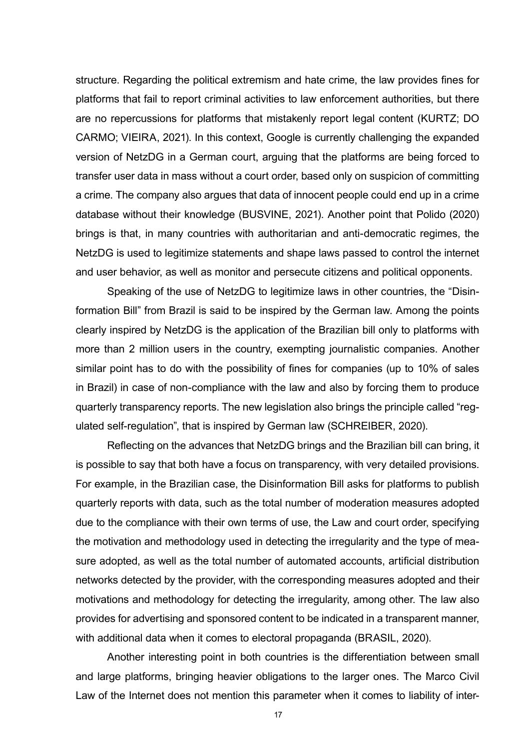structure. Regarding the political extremism and hate crime, the law provides fines for platforms that fail to report criminal activities to law enforcement authorities, but there are no repercussions for platforms that mistakenly report legal content (KURTZ; DO CARMO; VIEIRA, 2021). In this context, Google is currently challenging the expanded version of NetzDG in a German court, arguing that the platforms are being forced to transfer user data in mass without a court order, based only on suspicion of committing a crime. The company also argues that data of innocent people could end up in a crime database without their knowledge (BUSVINE, 2021). Another point that Polido (2020) brings is that, in many countries with authoritarian and anti-democratic regimes, the NetzDG is used to legitimize statements and shape laws passed to control the internet and user behavior, as well as monitor and persecute citizens and political opponents.

Speaking of the use of NetzDG to legitimize laws in other countries, the "Disinformation Bill" from Brazil is said to be inspired by the German law. Among the points clearly inspired by NetzDG is the application of the Brazilian bill only to platforms with more than 2 million users in the country, exempting journalistic companies. Another similar point has to do with the possibility of fines for companies (up to 10% of sales in Brazil) in case of non-compliance with the law and also by forcing them to produce quarterly transparency reports. The new legislation also brings the principle called "regulated self-regulation", that is inspired by German law (SCHREIBER, 2020).

Reflecting on the advances that NetzDG brings and the Brazilian bill can bring, it is possible to say that both have a focus on transparency, with very detailed provisions. For example, in the Brazilian case, the Disinformation Bill asks for platforms to publish quarterly reports with data, such as the total number of moderation measures adopted due to the compliance with their own terms of use, the Law and court order, specifying the motivation and methodology used in detecting the irregularity and the type of measure adopted, as well as the total number of automated accounts, artificial distribution networks detected by the provider, with the corresponding measures adopted and their motivations and methodology for detecting the irregularity, among other. The law also provides for advertising and sponsored content to be indicated in a transparent manner, with additional data when it comes to electoral propaganda (BRASIL, 2020).

Another interesting point in both countries is the differentiation between small and large platforms, bringing heavier obligations to the larger ones. The Marco Civil Law of the Internet does not mention this parameter when it comes to liability of inter-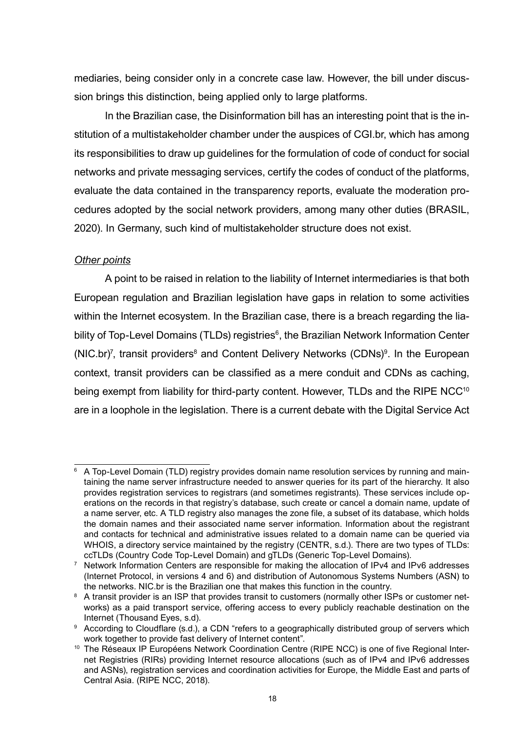mediaries, being consider only in a concrete case law. However, the bill under discussion brings this distinction, being applied only to large platforms.

In the Brazilian case, the Disinformation bill has an interesting point that is the institution of a multistakeholder chamber under the auspices of CGI.br, which has among its responsibilities to draw up guidelines for the formulation of code of conduct for social networks and private messaging services, certify the codes of conduct of the platforms, evaluate the data contained in the transparency reports, evaluate the moderation procedures adopted by the social network providers, among many other duties (BRASIL, 2020). In Germany, such kind of multistakeholder structure does not exist.

*Other points*

A point to be raised in relation to the liability of Internet intermediaries is that both European regulation and Brazilian legislation have gaps in relation to some activities within the Internet ecosystem. In the Brazilian case, there is a breach regarding the liability of Top-Level Domains (TLDs) registries[6], the Brazilian Network Information Center (NIC.br)[7], transit providers[8] and Content Delivery Networks (CDNs)[9]. In the European context, transit providers can be classified as a mere conduit and CDNs as caching, being exempt from liability for third-party content. However, TLDs and the RIPE NCC[10] are in a loophole in the legislation. There is a current debate with the Digital Service Act

---

[6] A Top-Level Domain (TLD) registry provides domain name resolution services by running and maintaining the name server infrastructure needed to answer queries for its part of the hierarchy. It also provides registration services to registrars (and sometimes registrants). These services include operations on the records in that registry's database, such create or cancel a domain name, update of a name server, etc. A TLD registry also manages the zone file, a subset of its database, which holds the domain names and their associated name server information. Information about the registrant and contacts for technical and administrative issues related to a domain name can be queried via WHOIS, a directory service maintained by the registry (CENTR, s.d.). There are two types of TLDs: ccTLDs (Country Code Top-Level Domain) and gTLDs (Generic Top-Level Domains).

[7] Network Information Centers are responsible for making the allocation of IPv4 and IPv6 addresses (Internet Protocol, in versions 4 and 6) and distribution of Autonomous Systems Numbers (ASN) to the networks. NIC.br is the Brazilian one that makes this function in the country.

[8] A transit provider is an ISP that provides transit to customers (normally other ISPs or customer networks) as a paid transport service, offering access to every publicly reachable destination on the Internet (Thousand Eyes, s.d).

[9] According to Cloudflare (s.d.), a CDN "refers to a geographically distributed group of servers which work together to provide fast delivery of Internet content".

[10] The Réseaux IP Européens Network Coordination Centre (RIPE NCC) is one of five Regional Internet Registries (RIRs) providing Internet resource allocations (such as of IPv4 and IPv6 addresses and ASNs), registration services and coordination activities for Europe, the Middle East and parts of Central Asia. (RIPE NCC, 2018).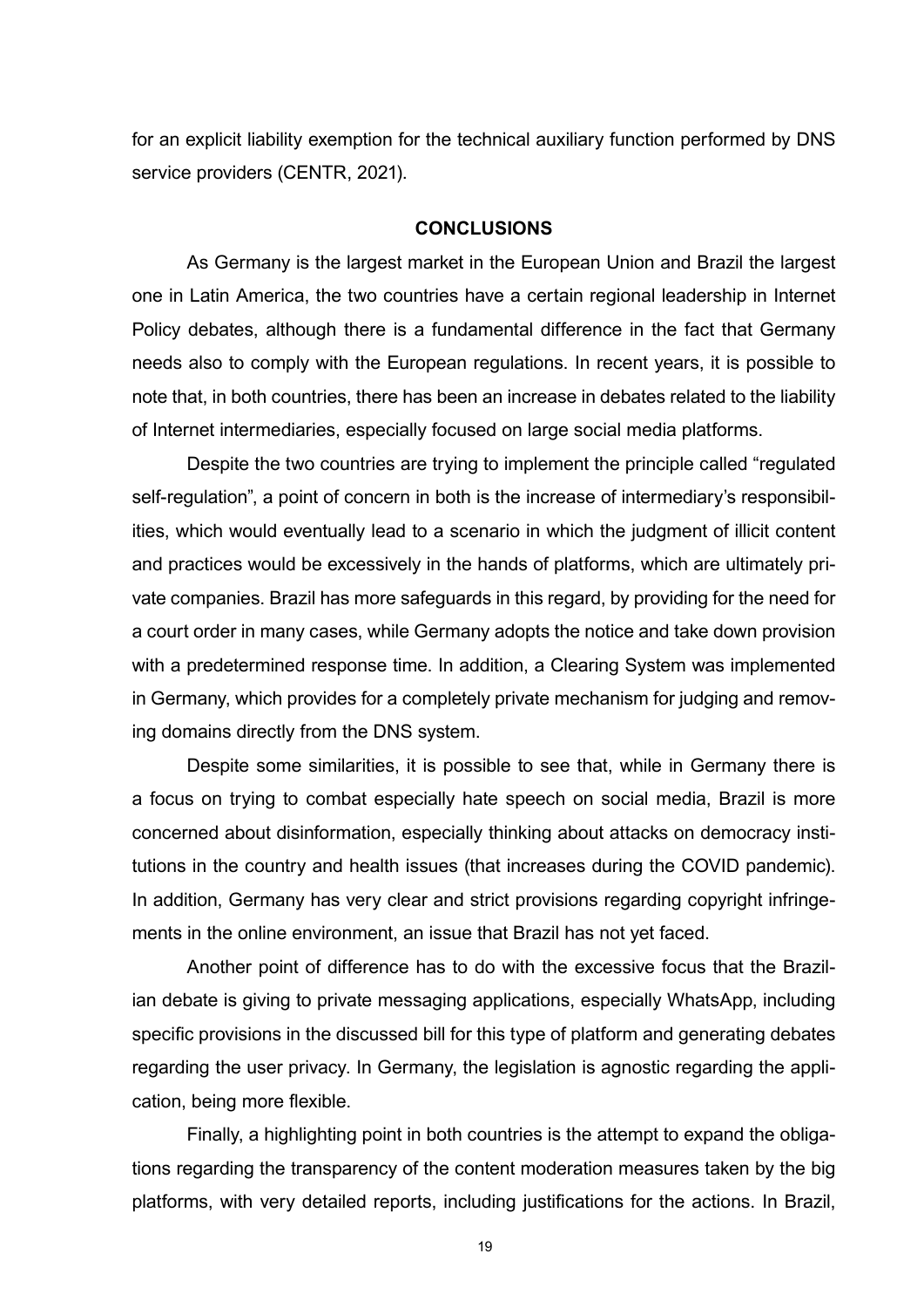for an explicit liability exemption for the technical auxiliary function performed by DNS service providers (CENTR, 2021).

## CONCLUSIONS

As Germany is the largest market in the European Union and Brazil the largest one in Latin America, the two countries have a certain regional leadership in Internet Policy debates, although there is a fundamental difference in the fact that Germany needs also to comply with the European regulations. In recent years, it is possible to note that, in both countries, there has been an increase in debates related to the liability of Internet intermediaries, especially focused on large social media platforms.

Despite the two countries are trying to implement the principle called "regulated self-regulation", a point of concern in both is the increase of intermediary's responsibilities, which would eventually lead to a scenario in which the judgment of illicit content and practices would be excessively in the hands of platforms, which are ultimately private companies. Brazil has more safeguards in this regard, by providing for the need for a court order in many cases, while Germany adopts the notice and take down provision with a predetermined response time. In addition, a Clearing System was implemented in Germany, which provides for a completely private mechanism for judging and removing domains directly from the DNS system.

Despite some similarities, it is possible to see that, while in Germany there is a focus on trying to combat especially hate speech on social media, Brazil is more concerned about disinformation, especially thinking about attacks on democracy institutions in the country and health issues (that increases during the COVID pandemic). In addition, Germany has very clear and strict provisions regarding copyright infringements in the online environment, an issue that Brazil has not yet faced.

Another point of difference has to do with the excessive focus that the Brazilian debate is giving to private messaging applications, especially WhatsApp, including specific provisions in the discussed bill for this type of platform and generating debates regarding the user privacy. In Germany, the legislation is agnostic regarding the application, being more flexible.

Finally, a highlighting point in both countries is the attempt to expand the obligations regarding the transparency of the content moderation measures taken by the big platforms, with very detailed reports, including justifications for the actions. In Brazil,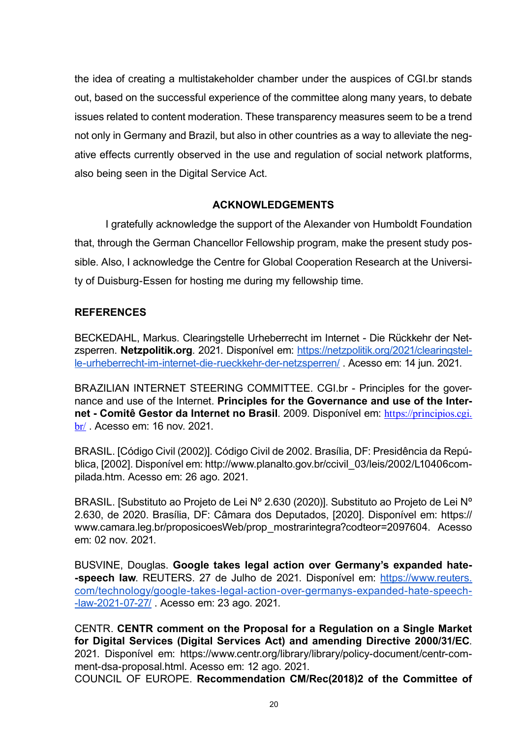the idea of creating a multistakeholder chamber under the auspices of CGI.br stands out, based on the successful experience of the committee along many years, to debate issues related to content moderation. These transparency measures seem to be a trend not only in Germany and Brazil, but also in other countries as a way to alleviate the negative effects currently observed in the use and regulation of social network platforms, also being seen in the Digital Service Act.

## ACKNOWLEDGEMENTS

I gratefully acknowledge the support of the Alexander von Humboldt Foundation that, through the German Chancellor Fellowship program, make the present study possible. Also, I acknowledge the Centre for Global Cooperation Research at the University of Duisburg-Essen for hosting me during my fellowship time.

## REFERENCES

BECKEDAHL, Markus. Clearingstelle Urheberrecht im Internet - Die Rückkehr der Netzsperren. **Netzpolitik.org**. 2021. Disponível em: https://netzpolitik.org/2021/clearingstelle-urheberrecht-im-internet-die-rueckkehr-der-netzsperren/ . Acesso em: 14 jun. 2021.

BRAZILIAN INTERNET STEERING COMMITTEE. CGI.br - Principles for the governance and use of the Internet. **Principles for the Governance and use of the Internet - Comitê Gestor da Internet no Brasil**. 2009. Disponível em: https://principios.cgi.br/ . Acesso em: 16 nov. 2021.

BRASIL. [Código Civil (2002)]. Código Civil de 2002. Brasília, DF: Presidência da República, [2002]. Disponível em: http://www.planalto.gov.br/ccivil_03/leis/2002/L10406compilada.htm. Acesso em: 26 ago. 2021.

BRASIL. [Substituto ao Projeto de Lei Nº 2.630 (2020)]. Substituto ao Projeto de Lei Nº 2.630, de 2020. Brasília, DF: Câmara dos Deputados, [2020]. Disponível em: https://www.camara.leg.br/proposicoesWeb/prop_mostrarintegra?codteor=2097604. Acesso em: 02 nov. 2021.

BUSVINE, Douglas. **Google takes legal action over Germany's expanded hate-speech law**. REUTERS. 27 de Julho de 2021. Disponível em: https://www.reuters.com/technology/google-takes-legal-action-over-germanys-expanded-hate-speech-law-2021-07-27/ . Acesso em: 23 ago. 2021.

CENTR. **CENTR comment on the Proposal for a Regulation on a Single Market for Digital Services (Digital Services Act) and amending Directive 2000/31/EC**. 2021. Disponível em: https://www.centr.org/library/library/policy-document/centr-comment-dsa-proposal.html. Acesso em: 12 ago. 2021.

COUNCIL OF EUROPE. **Recommendation CM/Rec(2018)2 of the Committee of**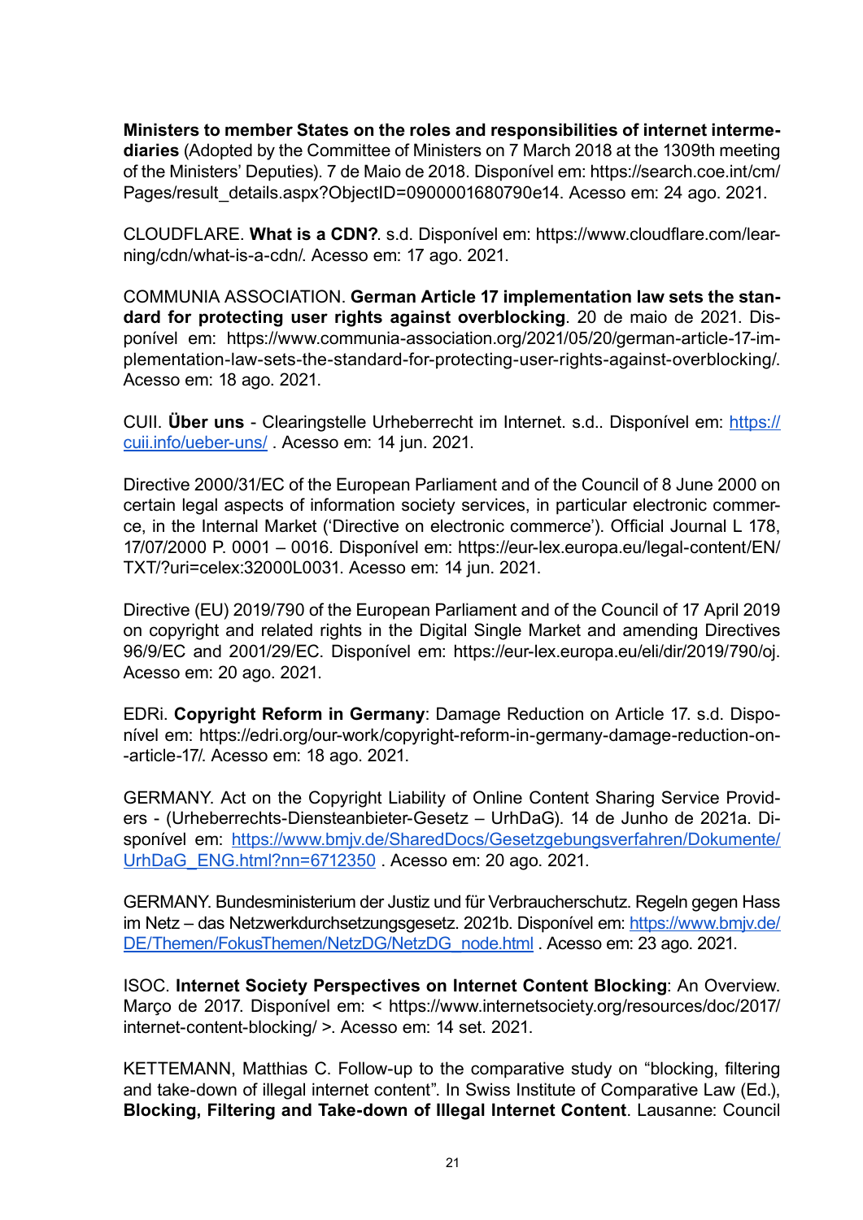**Ministers to member States on the roles and responsibilities of internet intermediaries** (Adopted by the Committee of Ministers on 7 March 2018 at the 1309th meeting of the Ministers' Deputies). 7 de Maio de 2018. Disponível em: https://search.coe.int/cm/Pages/result_details.aspx?ObjectID=0900001680790e14. Acesso em: 24 ago. 2021.

CLOUDFLARE. **What is a CDN?**. s.d. Disponível em: https://www.cloudflare.com/learning/cdn/what-is-a-cdn/. Acesso em: 17 ago. 2021.

COMMUNIA ASSOCIATION. **German Article 17 implementation law sets the standard for protecting user rights against overblocking**. 20 de maio de 2021. Disponível em: https://www.communia-association.org/2021/05/20/german-article-17-implementation-law-sets-the-standard-for-protecting-user-rights-against-overblocking/. Acesso em: 18 ago. 2021.

CUII. **Über uns** - Clearingstelle Urheberrecht im Internet. s.d.. Disponível em: [https://cuii.info/ueber-uns/](https://cuii.info/ueber-uns/) . Acesso em: 14 jun. 2021.

Directive 2000/31/EC of the European Parliament and of the Council of 8 June 2000 on certain legal aspects of information society services, in particular electronic commerce, in the Internal Market ('Directive on electronic commerce'). Official Journal L 178, 17/07/2000 P. 0001 – 0016. Disponível em: https://eur-lex.europa.eu/legal-content/EN/TXT/?uri=celex:32000L0031. Acesso em: 14 jun. 2021.

Directive (EU) 2019/790 of the European Parliament and of the Council of 17 April 2019 on copyright and related rights in the Digital Single Market and amending Directives 96/9/EC and 2001/29/EC. Disponível em: https://eur-lex.europa.eu/eli/dir/2019/790/oj. Acesso em: 20 ago. 2021.

EDRi. **Copyright Reform in Germany**: Damage Reduction on Article 17. s.d. Disponível em: https://edri.org/our-work/copyright-reform-in-germany-damage-reduction-on-article-17/. Acesso em: 18 ago. 2021.

GERMANY. Act on the Copyright Liability of Online Content Sharing Service Providers - (Urheberrechts-Diensteanbieter-Gesetz – UrhDaG). 14 de Junho de 2021a. Disponível em: [https://www.bmjv.de/SharedDocs/Gesetzgebungsverfahren/Dokumente/UrhDaG_ENG.html?nn=6712350](https://www.bmjv.de/SharedDocs/Gesetzgebungsverfahren/Dokumente/UrhDaG_ENG.html?nn=6712350) . Acesso em: 20 ago. 2021.

GERMANY. Bundesministerium der Justiz und für Verbraucherschutz. Regeln gegen Hass im Netz – das Netzwerkdurchsetzungsgesetz. 2021b. Disponível em: [https://www.bmjv.de/DE/Themen/FokusThemen/NetzDG/NetzDG_node.html](https://www.bmjv.de/DE/Themen/FokusThemen/NetzDG/NetzDG_node.html) . Acesso em: 23 ago. 2021.

ISOC. **Internet Society Perspectives on Internet Content Blocking**: An Overview. Março de 2017. Disponível em: < https://www.internetsociety.org/resources/doc/2017/internet-content-blocking/ >. Acesso em: 14 set. 2021.

KETTEMANN, Matthias C. Follow-up to the comparative study on "blocking, filtering and take-down of illegal internet content". In Swiss Institute of Comparative Law (Ed.), **Blocking, Filtering and Take-down of Illegal Internet Content**. Lausanne: Council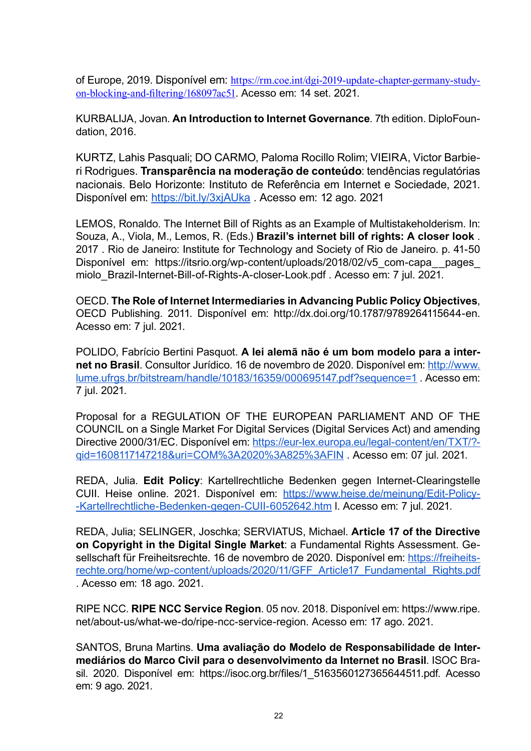of Europe, 2019. Disponível em: https://rm.coe.int/dgi-2019-update-chapter-germany-study-on-blocking-and-filtering/168097ac51. Acesso em: 14 set. 2021.

KURBALIJA, Jovan. **An Introduction to Internet Governance**. 7th edition. DiploFoundation, 2016.

KURTZ, Lahis Pasquali; DO CARMO, Paloma Rocillo Rolim; VIEIRA, Victor Barbieri Rodrigues. **Transparência na moderação de conteúdo**: tendências regulatórias nacionais. Belo Horizonte: Instituto de Referência em Internet e Sociedade, 2021. Disponível em: https://bit.ly/3xjAUka . Acesso em: 12 ago. 2021

LEMOS, Ronaldo. The Internet Bill of Rights as an Example of Multistakeholderism. In: Souza, A., Viola, M., Lemos, R. (Eds.) **Brazil's internet bill of rights: A closer look** . 2017 . Rio de Janeiro: Institute for Technology and Society of Rio de Janeiro. p. 41-50 Disponível em: https://itsrio.org/wp-content/uploads/2018/02/v5_com-capa__pages_miolo_Brazil-Internet-Bill-of-Rights-A-closer-Look.pdf . Acesso em: 7 jul. 2021.

OECD. **The Role of Internet Intermediaries in Advancing Public Policy Objectives**, OECD Publishing. 2011. Disponível em: http://dx.doi.org/10.1787/9789264115644-en. Acesso em: 7 jul. 2021.

POLIDO, Fabrício Bertini Pasquot. **A lei alemã não é um bom modelo para a internet no Brasil**. Consultor Jurídico. 16 de novembro de 2020. Disponível em: http://www.lume.ufrgs.br/bitstream/handle/10183/16359/000695147.pdf?sequence=1 . Acesso em: 7 jul. 2021.

Proposal for a REGULATION OF THE EUROPEAN PARLIAMENT AND OF THE COUNCIL on a Single Market For Digital Services (Digital Services Act) and amending Directive 2000/31/EC. Disponível em: https://eur-lex.europa.eu/legal-content/en/TXT/?qid=1608117147218&uri=COM%3A2020%3A825%3AFIN . Acesso em: 07 jul. 2021.

REDA, Julia. **Edit Policy**: Kartellrechtliche Bedenken gegen Internet-Clearingstelle CUII. Heise online. 2021. Disponível em: https://www.heise.de/meinung/Edit-Policy--Kartellrechtliche-Bedenken-gegen-CUII-6052642.htm l. Acesso em: 7 jul. 2021.

REDA, Julia; SELINGER, Joschka; SERVIATUS, Michael. **Article 17 of the Directive on Copyright in the Digital Single Market**: a Fundamental Rights Assessment. Gesellschaft für Freiheitsrechte. 16 de novembro de 2020. Disponível em: https://freiheitsrechte.org/home/wp-content/uploads/2020/11/GFF_Article17_Fundamental_Rights.pdf . Acesso em: 18 ago. 2021.

RIPE NCC. **RIPE NCC Service Region**. 05 nov. 2018. Disponível em: https://www.ripe.net/about-us/what-we-do/ripe-ncc-service-region. Acesso em: 17 ago. 2021.

SANTOS, Bruna Martins. **Uma avaliação do Modelo de Responsabilidade de Intermediários do Marco Civil para o desenvolvimento da Internet no Brasil**. ISOC Brasil. 2020. Disponível em: https://isoc.org.br/files/1_5163560127365644511.pdf. Acesso em: 9 ago. 2021.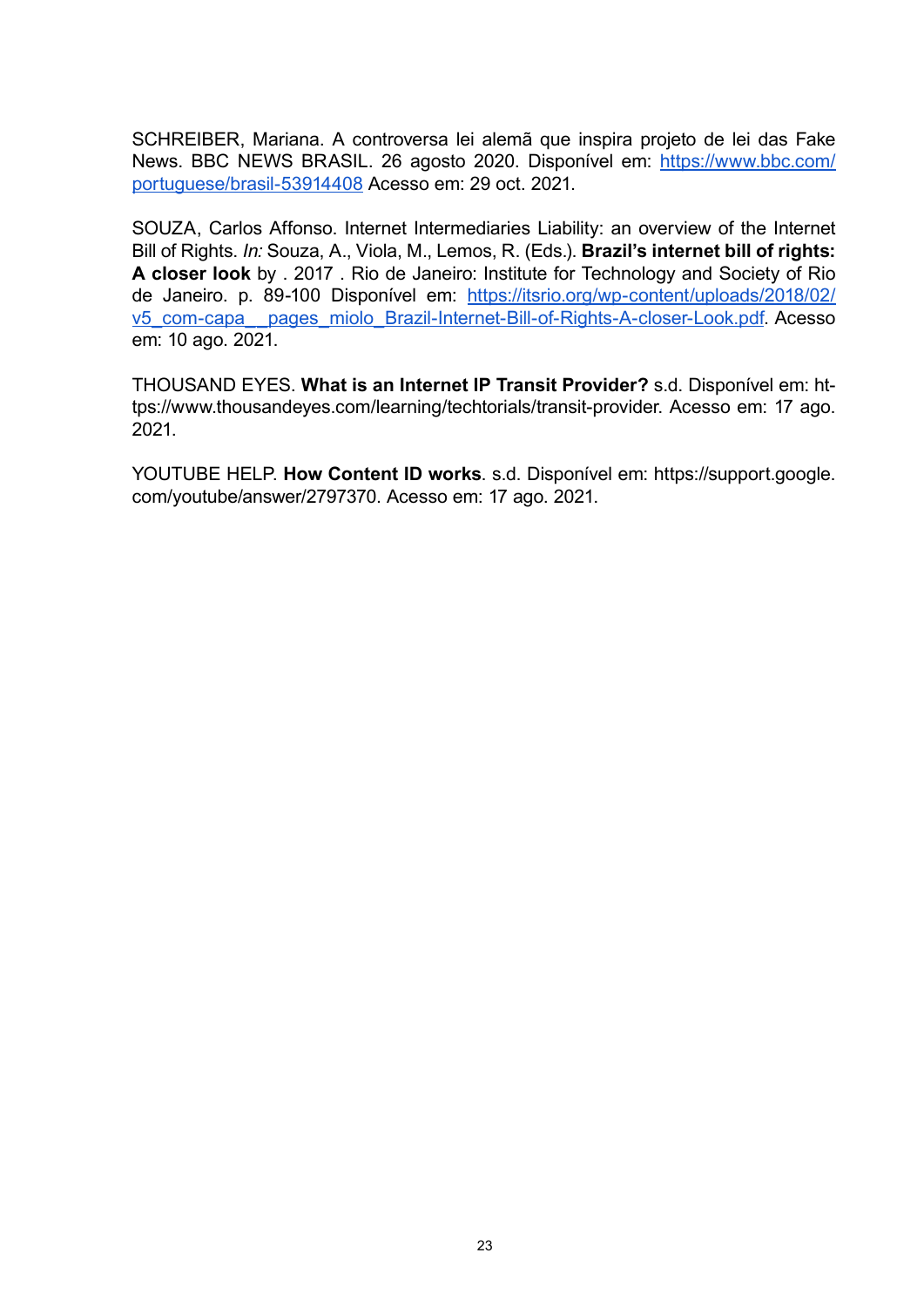SCHREIBER, Mariana. A controversa lei alemã que inspira projeto de lei das Fake News. BBC NEWS BRASIL. 26 agosto 2020. Disponível em: [https://www.bbc.com/portuguese/brasil-53914408](https://www.bbc.com/portuguese/brasil-53914408) Acesso em: 29 oct. 2021.

SOUZA, Carlos Affonso. Internet Intermediaries Liability: an overview of the Internet Bill of Rights. *In:* Souza, A., Viola, M., Lemos, R. (Eds.). **Brazil's internet bill of rights: A closer look** by . 2017 . Rio de Janeiro: Institute for Technology and Society of Rio de Janeiro. p. 89-100 Disponível em: [https://itsrio.org/wp-content/uploads/2018/02/v5_com-capa__pages_miolo_Brazil-Internet-Bill-of-Rights-A-closer-Look.pdf](https://itsrio.org/wp-content/uploads/2018/02/v5_com-capa__pages_miolo_Brazil-Internet-Bill-of-Rights-A-closer-Look.pdf). Acesso em: 10 ago. 2021.

THOUSAND EYES. **What is an Internet IP Transit Provider?** s.d. Disponível em: https://www.thousandeyes.com/learning/techtorials/transit-provider. Acesso em: 17 ago. 2021.

YOUTUBE HELP. **How Content ID works**. s.d. Disponível em: https://support.google.com/youtube/answer/2797370. Acesso em: 17 ago. 2021.